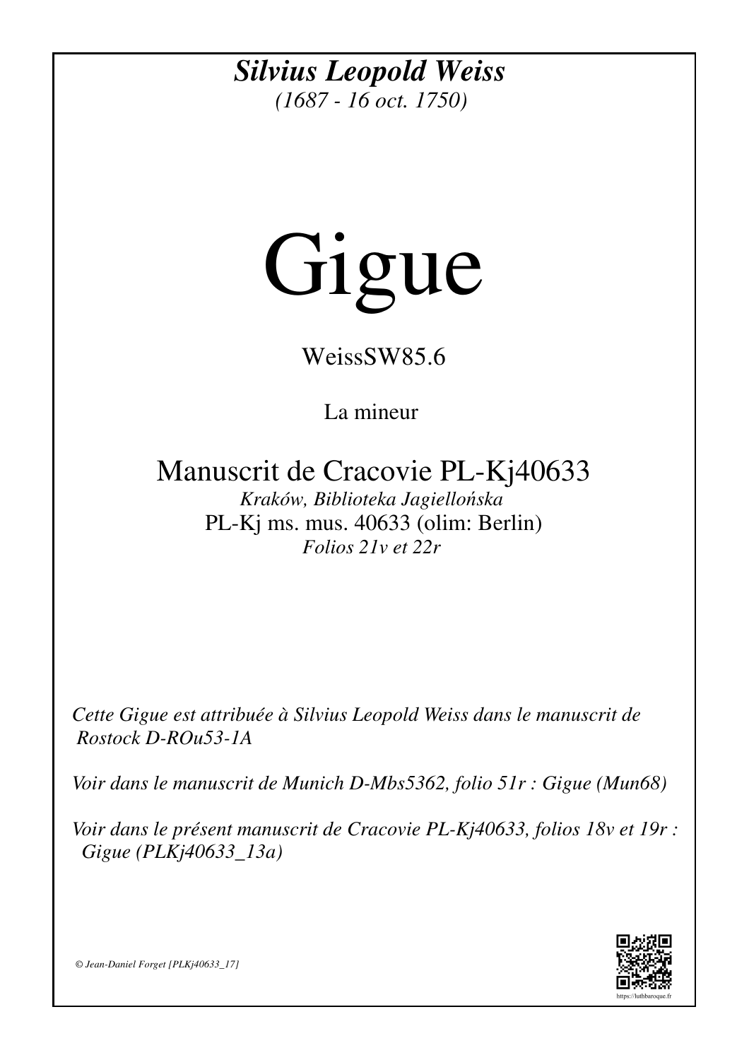***Silvius Leopold Weiss***

*(1687 - 16 oct. 1750)*

# Gigue

WeissSW85.6

La mineur

## Manuscrit de Cracovie PL-Kj40633

*Kraków, Biblioteka Jagiellońska*

PL-Kj ms. mus. 40633 (olim: Berlin)

*Folios 21v et 22r*

*Cette Gigue est attribuée à Silvius Leopold Weiss dans le manuscrit de Rostock D-ROu53-1A*

*Voir dans le manuscrit de Munich D-Mbs5362, folio 51r : Gigue (Mun68)*

*Voir dans le présent manuscrit de Cracovie PL-Kj40633, folios 18v et 19r : Gigue (PLKj40633_13a)*

*© Jean-Daniel Forget [PLKj40633_17]*

https://luthbaroque.fr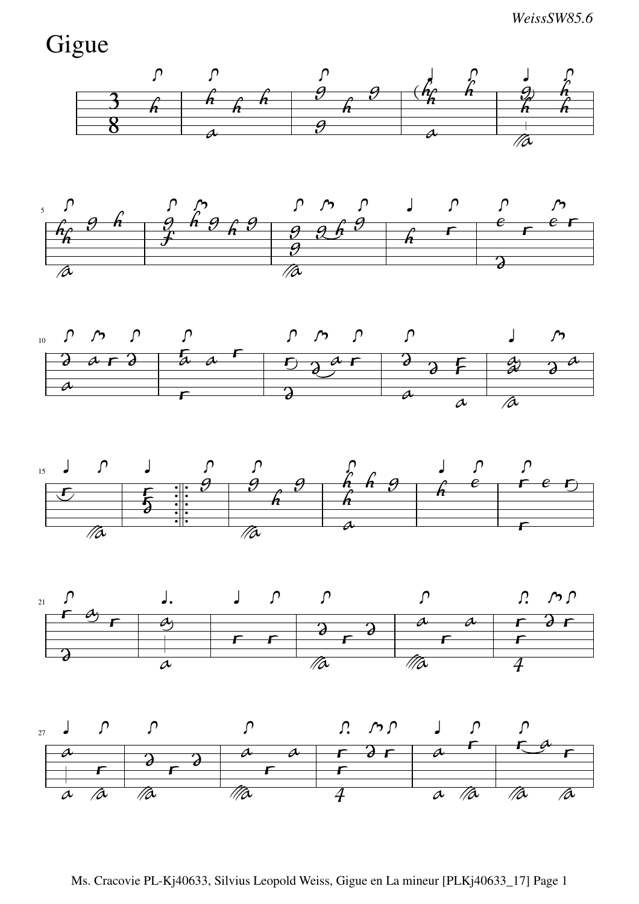# Gigue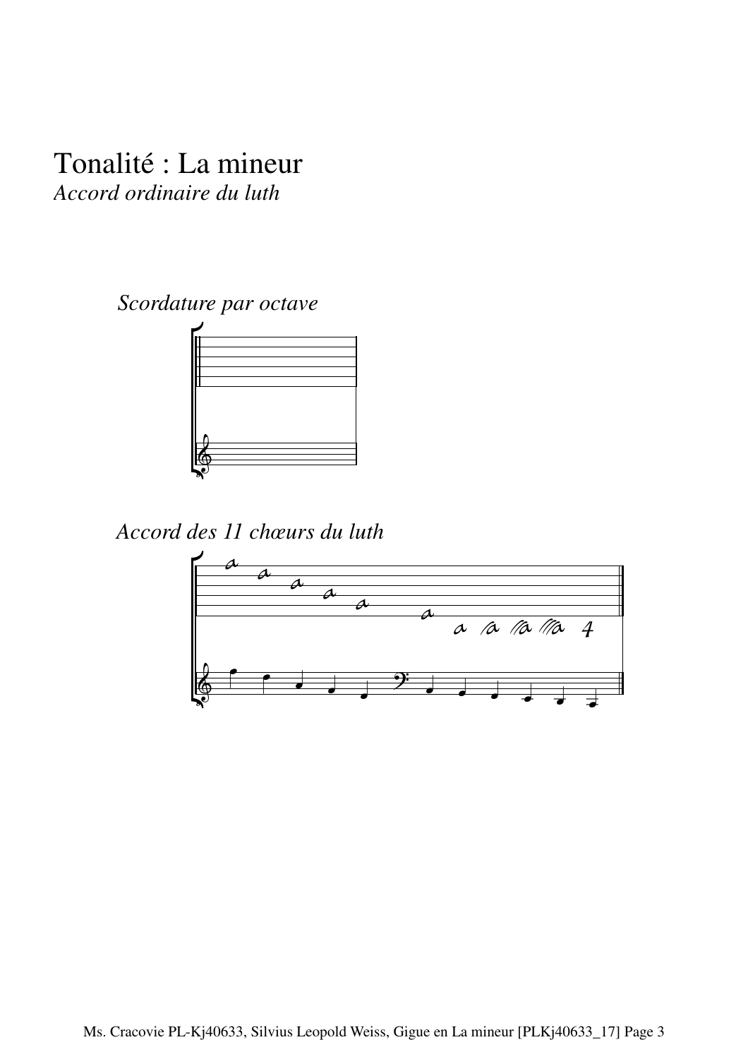# Tonalité : La mineur

*Accord ordinaire du luth*

*Scordature par octave*

*Accord des 11 chœurs du luth*